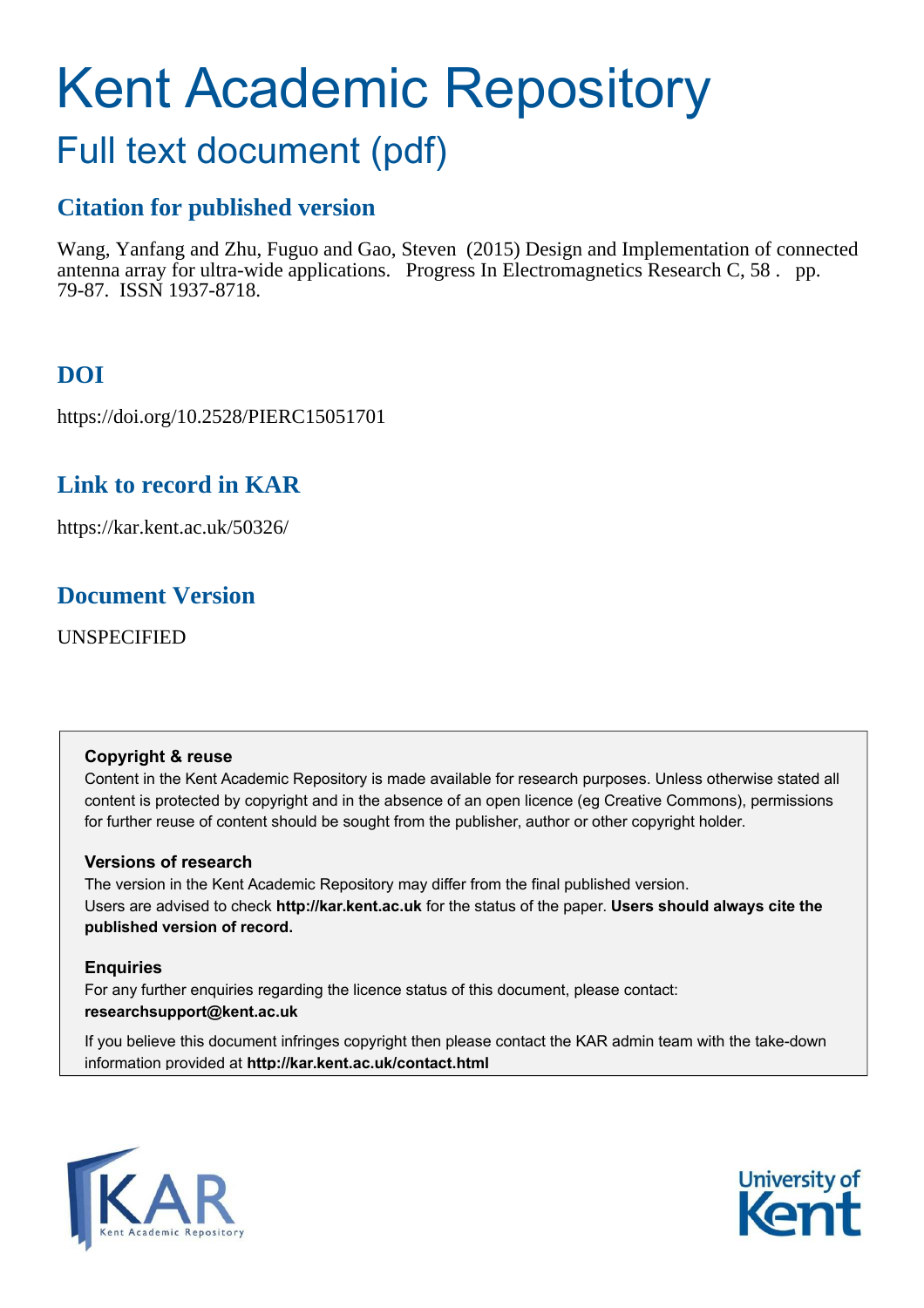# Kent Academic Repository

## Full text document (pdf)

### Citation for published version

Wang, Yanfang and Zhu, Fuguo and Gao, Steven (2015) Design and Implementation of connected antenna array for ultra-wide applications. Progress In Electromagnetics Research C, 58 . pp. 79-87. ISSN 1937-8718.

### DOI

https://doi.org/10.2528/PIERC15051701

### Link to record in KAR

https://kar.kent.ac.uk/50326/

### Document Version

UNSPECIFIED

**Copyright & reuse**

Content in the Kent Academic Repository is made available for research purposes. Unless otherwise stated all content is protected by copyright and in the absence of an open licence (eg Creative Commons), permissions for further reuse of content should be sought from the publisher, author or other copyright holder.

**Versions of research**

The version in the Kent Academic Repository may differ from the final published version. Users are advised to check **http://kar.kent.ac.uk** for the status of the paper. **Users should always cite the published version of record.**

**Enquiries**

For any further enquiries regarding the licence status of this document, please contact: **researchsupport@kent.ac.uk**

If you believe this document infringes copyright then please contact the KAR admin team with the take-down information provided at **http://kar.kent.ac.uk/contact.html**

KAR Kent Academic Repository

University of Kent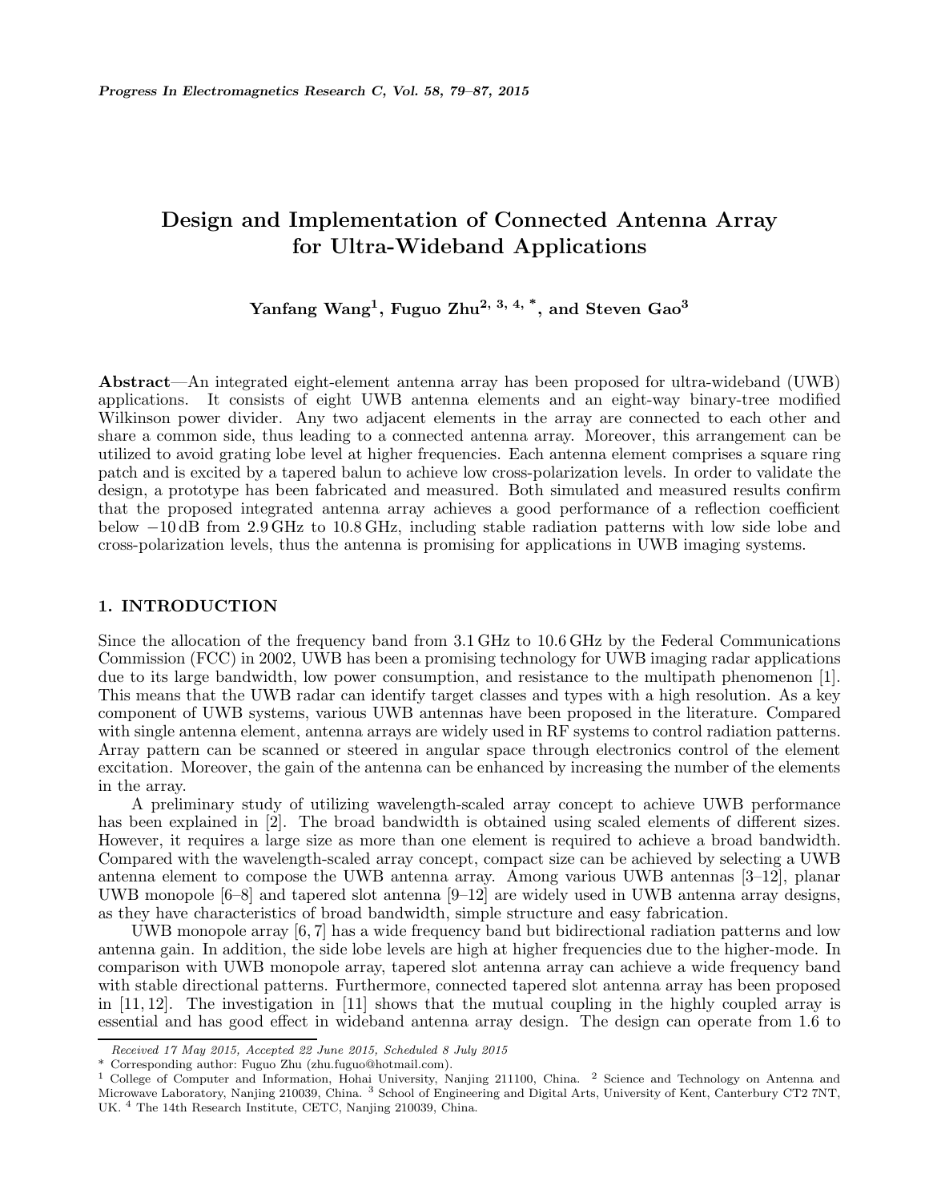# Design and Implementation of Connected Antenna Array for Ultra-Wideband Applications

**Yanfang Wang[1], Fuguo Zhu[2, 3, 4, *], and Steven Gao[3]**

**Abstract**—An integrated eight-element antenna array has been proposed for ultra-wideband (UWB) applications. It consists of eight UWB antenna elements and an eight-way binary-tree modified Wilkinson power divider. Any two adjacent elements in the array are connected to each other and share a common side, thus leading to a connected antenna array. Moreover, this arrangement can be utilized to avoid grating lobe level at higher frequencies. Each antenna element comprises a square ring patch and is excited by a tapered balun to achieve low cross-polarization levels. In order to validate the design, a prototype has been fabricated and measured. Both simulated and measured results confirm that the proposed integrated antenna array achieves a good performance of a reflection coefficient below −10 dB from 2.9 GHz to 10.8 GHz, including stable radiation patterns with low side lobe and cross-polarization levels, thus the antenna is promising for applications in UWB imaging systems.

## 1. INTRODUCTION

Since the allocation of the frequency band from 3.1 GHz to 10.6 GHz by the Federal Communications Commission (FCC) in 2002, UWB has been a promising technology for UWB imaging radar applications due to its large bandwidth, low power consumption, and resistance to the multipath phenomenon [1]. This means that the UWB radar can identify target classes and types with a high resolution. As a key component of UWB systems, various UWB antennas have been proposed in the literature. Compared with single antenna element, antenna arrays are widely used in RF systems to control radiation patterns. Array pattern can be scanned or steered in angular space through electronics control of the element excitation. Moreover, the gain of the antenna can be enhanced by increasing the number of the elements in the array.

A preliminary study of utilizing wavelength-scaled array concept to achieve UWB performance has been explained in [2]. The broad bandwidth is obtained using scaled elements of different sizes. However, it requires a large size as more than one element is required to achieve a broad bandwidth. Compared with the wavelength-scaled array concept, compact size can be achieved by selecting a UWB antenna element to compose the UWB antenna array. Among various UWB antennas [3–12], planar UWB monopole [6–8] and tapered slot antenna [9–12] are widely used in UWB antenna array designs, as they have characteristics of broad bandwidth, simple structure and easy fabrication.

UWB monopole array [6, 7] has a wide frequency band but bidirectional radiation patterns and low antenna gain. In addition, the side lobe levels are high at higher frequencies due to the higher-mode. In comparison with UWB monopole array, tapered slot antenna array can achieve a wide frequency band with stable directional patterns. Furthermore, connected tapered slot antenna array has been proposed in [11, 12]. The investigation in [11] shows that the mutual coupling in the highly coupled array is essential and has good effect in wideband antenna array design. The design can operate from 1.6 to

*Received 17 May 2015, Accepted 22 June 2015, Scheduled 8 July 2015*

\* Corresponding author: Fuguo Zhu (zhu.fuguo@hotmail.com).

[1] College of Computer and Information, Hohai University, Nanjing 211100, China. [2] Science and Technology on Antenna and Microwave Laboratory, Nanjing 210039, China. [3] School of Engineering and Digital Arts, University of Kent, Canterbury CT2 7NT, UK. [4] The 14th Research Institute, CETC, Nanjing 210039, China.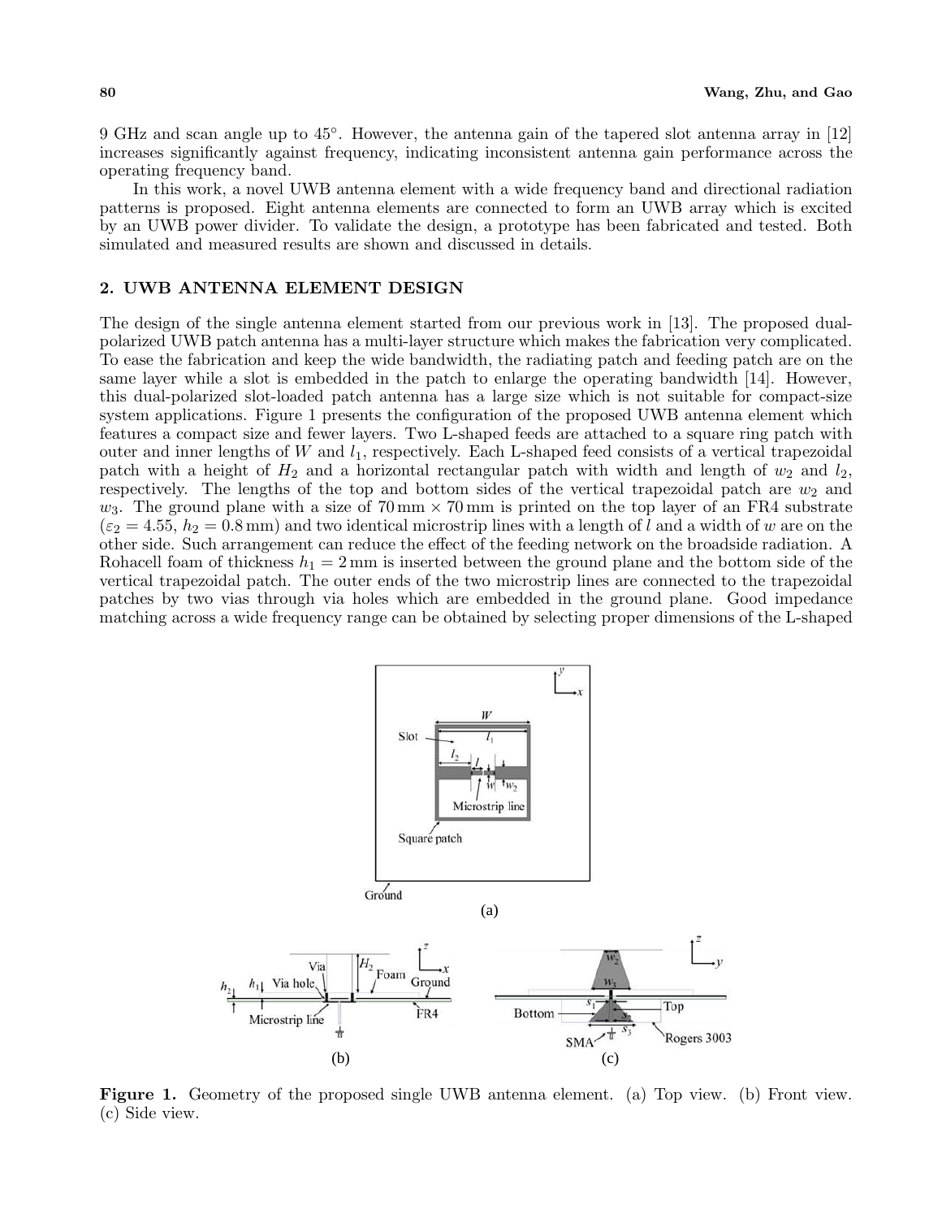9 GHz and scan angle up to 45°. However, the antenna gain of the tapered slot antenna array in [12] increases significantly against frequency, indicating inconsistent antenna gain performance across the operating frequency band.

In this work, a novel UWB antenna element with a wide frequency band and directional radiation patterns is proposed. Eight antenna elements are connected to form an UWB array which is excited by an UWB power divider. To validate the design, a prototype has been fabricated and tested. Both simulated and measured results are shown and discussed in details.

## 2. UWB ANTENNA ELEMENT DESIGN

The design of the single antenna element started from our previous work in [13]. The proposed dual-polarized UWB patch antenna has a multi-layer structure which makes the fabrication very complicated. To ease the fabrication and keep the wide bandwidth, the radiating patch and feeding patch are on the same layer while a slot is embedded in the patch to enlarge the operating bandwidth [14]. However, this dual-polarized slot-loaded patch antenna has a large size which is not suitable for compact-size system applications. Figure 1 presents the configuration of the proposed UWB antenna element which features a compact size and fewer layers. Two L-shaped feeds are attached to a square ring patch with outer and inner lengths of $W$ and $l_1$, respectively. Each L-shaped feed consists of a vertical trapezoidal patch with a height of $H_2$ and a horizontal rectangular patch with width and length of $w_2$ and $l_2$, respectively. The lengths of the top and bottom sides of the vertical trapezoidal patch are $w_2$ and $w_3$. The ground plane with a size of 70 mm × 70 mm is printed on the top layer of an FR4 substrate ($\varepsilon_2 = 4.55$, $h_2 = 0.8$ mm) and two identical microstrip lines with a length of $l$ and a width of $w$ are on the other side. Such arrangement can reduce the effect of the feeding network on the broadside radiation. A Rohacell foam of thickness $h_1 = 2$ mm is inserted between the ground plane and the bottom side of the vertical trapezoidal patch. The outer ends of the two microstrip lines are connected to the trapezoidal patches by two vias through via holes which are embedded in the ground plane. Good impedance matching across a wide frequency range can be obtained by selecting proper dimensions of the L-shaped

**Figure 1.** Geometry of the proposed single UWB antenna element. (a) Top view. (b) Front view. (c) Side view.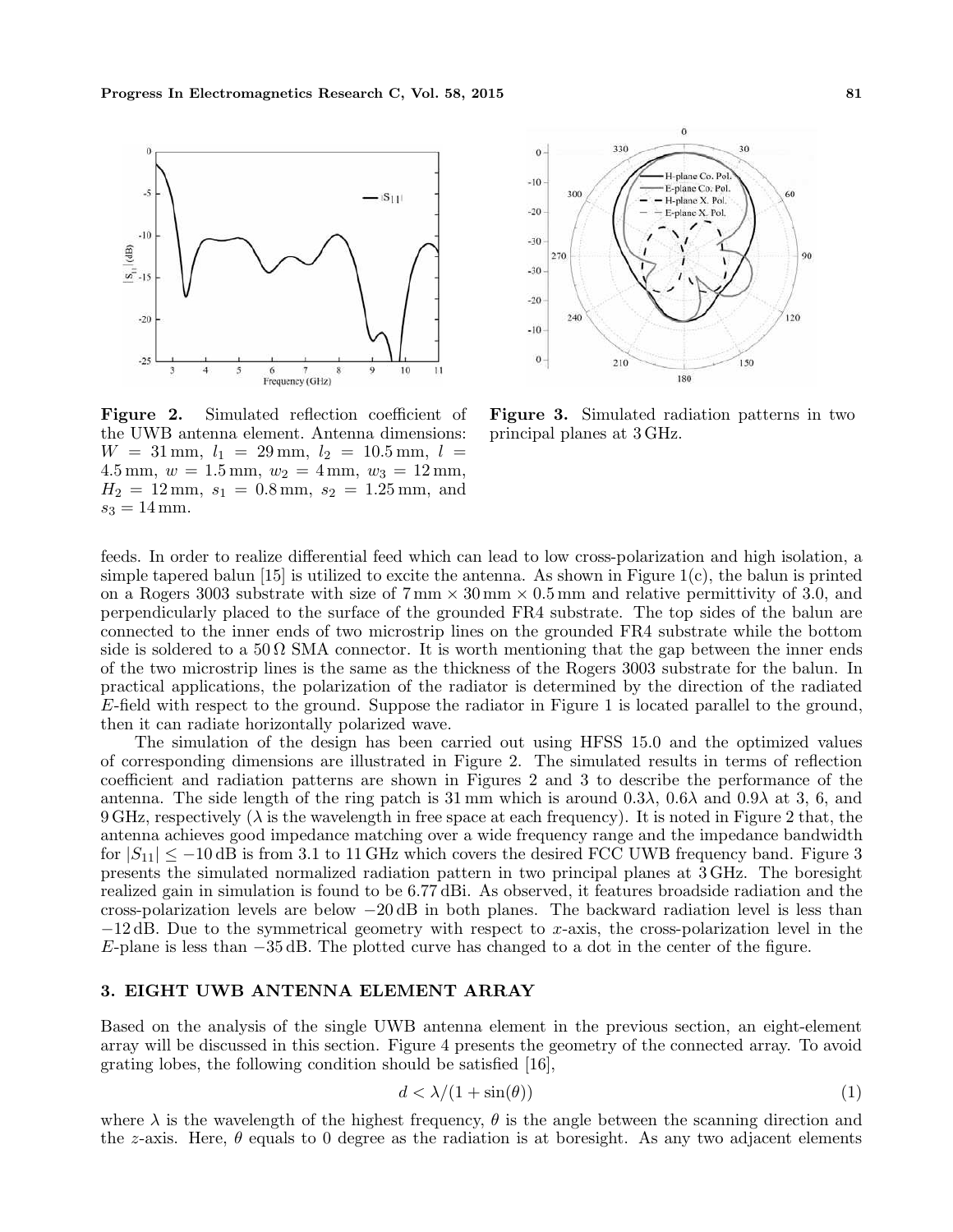**Figure 2.** Simulated reflection coefficient of the UWB antenna element. Antenna dimensions: $W = 31\,\text{mm}$, $l_1 = 29\,\text{mm}$, $l_2 = 10.5\,\text{mm}$, $l = 4.5\,\text{mm}$, $w = 1.5\,\text{mm}$, $w_2 = 4\,\text{mm}$, $w_3 = 12\,\text{mm}$, $H_2 = 12\,\text{mm}$, $s_1 = 0.8\,\text{mm}$, $s_2 = 1.25\,\text{mm}$, and $s_3 = 14\,\text{mm}$.

**Figure 3.** Simulated radiation patterns in two principal planes at 3 GHz.

feeds. In order to realize differential feed which can lead to low cross-polarization and high isolation, a simple tapered balun [15] is utilized to excite the antenna. As shown in Figure 1(c), the balun is printed on a Rogers 3003 substrate with size of $7\,\text{mm} \times 30\,\text{mm} \times 0.5\,\text{mm}$ and relative permittivity of 3.0, and perpendicularly placed to the surface of the grounded FR4 substrate. The top sides of the balun are connected to the inner ends of two microstrip lines on the grounded FR4 substrate while the bottom side is soldered to a $50\,\Omega$ SMA connector. It is worth mentioning that the gap between the inner ends of the two microstrip lines is the same as the thickness of the Rogers 3003 substrate for the balun. In practical applications, the polarization of the radiator is determined by the direction of the radiated $E$-field with respect to the ground. Suppose the radiator in Figure 1 is located parallel to the ground, then it can radiate horizontally polarized wave.

The simulation of the design has been carried out using HFSS 15.0 and the optimized values of corresponding dimensions are illustrated in Figure 2. The simulated results in terms of reflection coefficient and radiation patterns are shown in Figures 2 and 3 to describe the performance of the antenna. The side length of the ring patch is 31 mm which is around $0.3\lambda$, $0.6\lambda$ and $0.9\lambda$ at 3, 6, and 9 GHz, respectively ($\lambda$ is the wavelength in free space at each frequency). It is noted in Figure 2 that, the antenna achieves good impedance matching over a wide frequency range and the impedance bandwidth for $|S_{11}| \leq -10\,\text{dB}$ is from 3.1 to 11 GHz which covers the desired FCC UWB frequency band. Figure 3 presents the simulated normalized radiation pattern in two principal planes at 3 GHz. The boresight realized gain in simulation is found to be 6.77 dBi. As observed, it features broadside radiation and the cross-polarization levels are below $-20\,\text{dB}$ in both planes. The backward radiation level is less than $-12\,\text{dB}$. Due to the symmetrical geometry with respect to $x$-axis, the cross-polarization level in the $E$-plane is less than $-35\,\text{dB}$. The plotted curve has changed to a dot in the center of the figure.

## 3. EIGHT UWB ANTENNA ELEMENT ARRAY

Based on the analysis of the single UWB antenna element in the previous section, an eight-element array will be discussed in this section. Figure 4 presents the geometry of the connected array. To avoid grating lobes, the following condition should be satisfied [16],

$$d < \lambda/(1 + \sin(\theta)) \tag{1}$$

where $\lambda$ is the wavelength of the highest frequency, $\theta$ is the angle between the scanning direction and the $z$-axis. Here, $\theta$ equals to 0 degree as the radiation is at boresight. As any two adjacent elements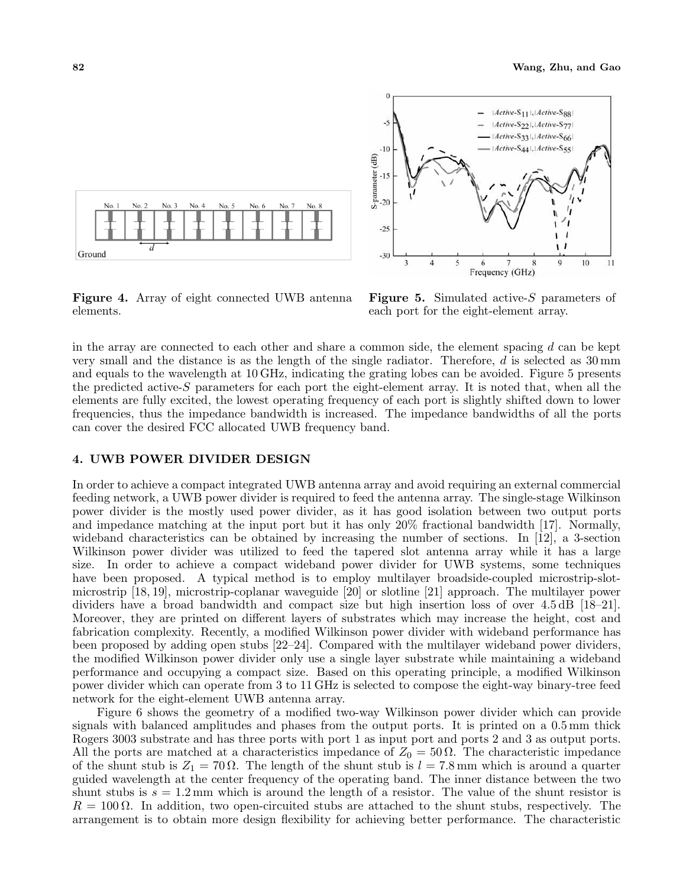**Figure 4.** Array of eight connected UWB antenna elements.

**Figure 5.** Simulated active-$S$ parameters of each port for the eight-element array.

in the array are connected to each other and share a common side, the element spacing $d$ can be kept very small and the distance is as the length of the single radiator. Therefore, $d$ is selected as 30 mm and equals to the wavelength at 10 GHz, indicating the grating lobes can be avoided. Figure 5 presents the predicted active-$S$ parameters for each port the eight-element array. It is noted that, when all the elements are fully excited, the lowest operating frequency of each port is slightly shifted down to lower frequencies, thus the impedance bandwidth is increased. The impedance bandwidths of all the ports can cover the desired FCC allocated UWB frequency band.

## 4. UWB POWER DIVIDER DESIGN

In order to achieve a compact integrated UWB antenna array and avoid requiring an external commercial feeding network, a UWB power divider is required to feed the antenna array. The single-stage Wilkinson power divider is the mostly used power divider, as it has good isolation between two output ports and impedance matching at the input port but it has only 20% fractional bandwidth [17]. Normally, wideband characteristics can be obtained by increasing the number of sections. In [12], a 3-section Wilkinson power divider was utilized to feed the tapered slot antenna array while it has a large size. In order to achieve a compact wideband power divider for UWB systems, some techniques have been proposed. A typical method is to employ multilayer broadside-coupled microstrip-slot-microstrip [18, 19], microstrip-coplanar waveguide [20] or slotline [21] approach. The multilayer power dividers have a broad bandwidth and compact size but high insertion loss of over 4.5 dB [18–21]. Moreover, they are printed on different layers of substrates which may increase the height, cost and fabrication complexity. Recently, a modified Wilkinson power divider with wideband performance has been proposed by adding open stubs [22–24]. Compared with the multilayer wideband power dividers, the modified Wilkinson power divider only use a single layer substrate while maintaining a wideband performance and occupying a compact size. Based on this operating principle, a modified Wilkinson power divider which can operate from 3 to 11 GHz is selected to compose the eight-way binary-tree feed network for the eight-element UWB antenna array.

Figure 6 shows the geometry of a modified two-way Wilkinson power divider which can provide signals with balanced amplitudes and phases from the output ports. It is printed on a 0.5 mm thick Rogers 3003 substrate and has three ports with port 1 as input port and ports 2 and 3 as output ports. All the ports are matched at a characteristics impedance of $Z_0 = 50\,\Omega$. The characteristic impedance of the shunt stub is $Z_1 = 70\,\Omega$. The length of the shunt stub is $l = 7.8$ mm which is around a quarter guided wavelength at the center frequency of the operating band. The inner distance between the two shunt stubs is $s = 1.2$ mm which is around the length of a resistor. The value of the shunt resistor is $R = 100\,\Omega$. In addition, two open-circuited stubs are attached to the shunt stubs, respectively. The arrangement is to obtain more design flexibility for achieving better performance. The characteristic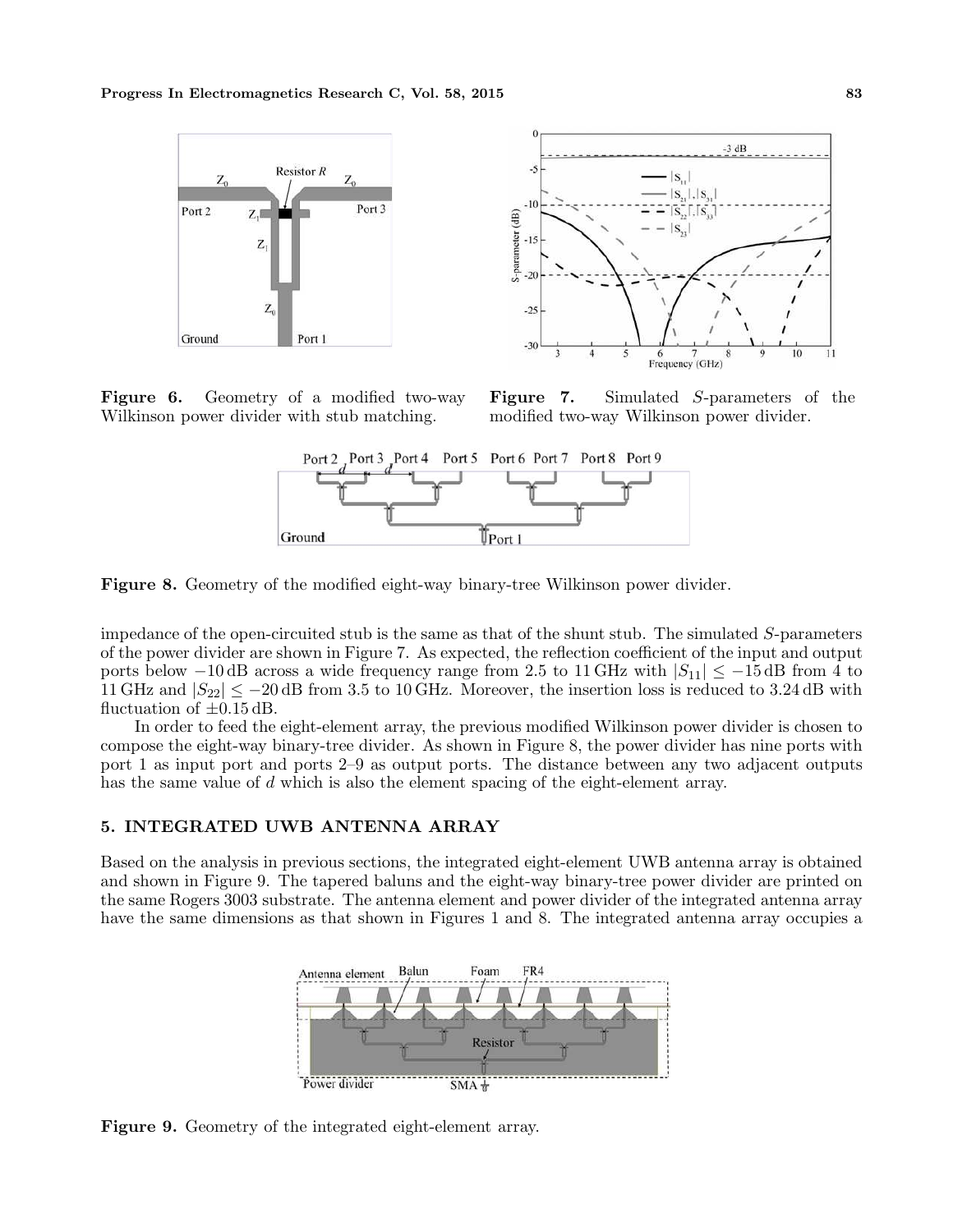**Figure 6.** Geometry of a modified two-way Wilkinson power divider with stub matching.

**Figure 7.** Simulated $S$-parameters of the modified two-way Wilkinson power divider.

**Figure 8.** Geometry of the modified eight-way binary-tree Wilkinson power divider.

impedance of the open-circuited stub is the same as that of the shunt stub. The simulated $S$-parameters of the power divider are shown in Figure 7. As expected, the reflection coefficient of the input and output ports below $-10\,\text{dB}$ across a wide frequency range from 2.5 to 11 GHz with $|S_{11}| \leq -15\,\text{dB}$ from 4 to 11 GHz and $|S_{22}| \leq -20\,\text{dB}$ from 3.5 to 10 GHz. Moreover, the insertion loss is reduced to 3.24 dB with fluctuation of $\pm 0.15\,\text{dB}$.

In order to feed the eight-element array, the previous modified Wilkinson power divider is chosen to compose the eight-way binary-tree divider. As shown in Figure 8, the power divider has nine ports with port 1 as input port and ports 2–9 as output ports. The distance between any two adjacent outputs has the same value of $d$ which is also the element spacing of the eight-element array.

## 5. INTEGRATED UWB ANTENNA ARRAY

Based on the analysis in previous sections, the integrated eight-element UWB antenna array is obtained and shown in Figure 9. The tapered baluns and the eight-way binary-tree power divider are printed on the same Rogers 3003 substrate. The antenna element and power divider of the integrated antenna array have the same dimensions as that shown in Figures 1 and 8. The integrated antenna array occupies a

**Figure 9.** Geometry of the integrated eight-element array.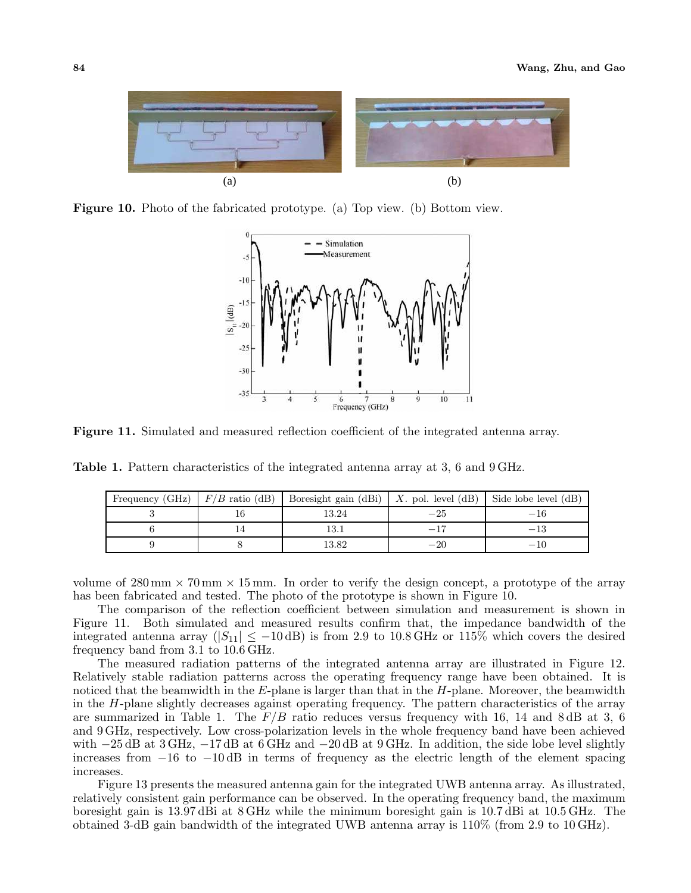Figure 10. Photo of the fabricated prototype. (a) Top view. (b) Bottom view.

Figure 11. Simulated and measured reflection coefficient of the integrated antenna array.

Table 1. Pattern characteristics of the integrated antenna array at 3, 6 and 9 GHz.

| Frequency (GHz) | $F/B$ ratio (dB) | Boresight gain (dBi) | $X$. pol. level (dB) | Side lobe level (dB) |
|---|---|---|---|---|
| 3 | 16 | 13.24 | $-25$ | $-16$ |
| 6 | 14 | 13.1 | $-17$ | $-13$ |
| 9 | 8 | 13.82 | $-20$ | $-10$ |

volume of 280 mm × 70 mm × 15 mm. In order to verify the design concept, a prototype of the array has been fabricated and tested. The photo of the prototype is shown in Figure 10.

The comparison of the reflection coefficient between simulation and measurement is shown in Figure 11. Both simulated and measured results confirm that, the impedance bandwidth of the integrated antenna array ($|S_{11}| \leq -10$ dB) is from 2.9 to 10.8 GHz or 115% which covers the desired frequency band from 3.1 to 10.6 GHz.

The measured radiation patterns of the integrated antenna array are illustrated in Figure 12. Relatively stable radiation patterns across the operating frequency range have been obtained. It is noticed that the beamwidth in the $E$-plane is larger than that in the $H$-plane. Moreover, the beamwidth in the $H$-plane slightly decreases against operating frequency. The pattern characteristics of the array are summarized in Table 1. The $F/B$ ratio reduces versus frequency with 16, 14 and 8 dB at 3, 6 and 9 GHz, respectively. Low cross-polarization levels in the whole frequency band have been achieved with $-25$ dB at 3 GHz, $-17$ dB at 6 GHz and $-20$ dB at 9 GHz. In addition, the side lobe level slightly increases from $-16$ to $-10$ dB in terms of frequency as the electric length of the element spacing increases.

Figure 13 presents the measured antenna gain for the integrated UWB antenna array. As illustrated, relatively consistent gain performance can be observed. In the operating frequency band, the maximum boresight gain is 13.97 dBi at 8 GHz while the minimum boresight gain is 10.7 dBi at 10.5 GHz. The obtained 3-dB gain bandwidth of the integrated UWB antenna array is 110% (from 2.9 to 10 GHz).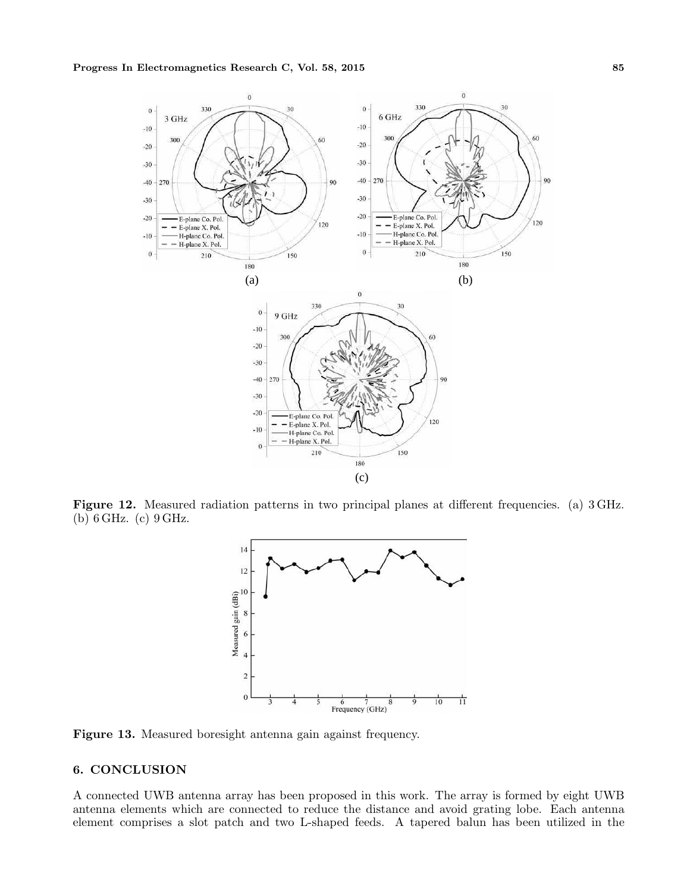**Figure 12.** Measured radiation patterns in two principal planes at different frequencies. (a) 3 GHz. (b) 6 GHz. (c) 9 GHz.

**Figure 13.** Measured boresight antenna gain against frequency.

## 6. CONCLUSION

A connected UWB antenna array has been proposed in this work. The array is formed by eight UWB antenna elements which are connected to reduce the distance and avoid grating lobe. Each antenna element comprises a slot patch and two L-shaped feeds. A tapered balun has been utilized in the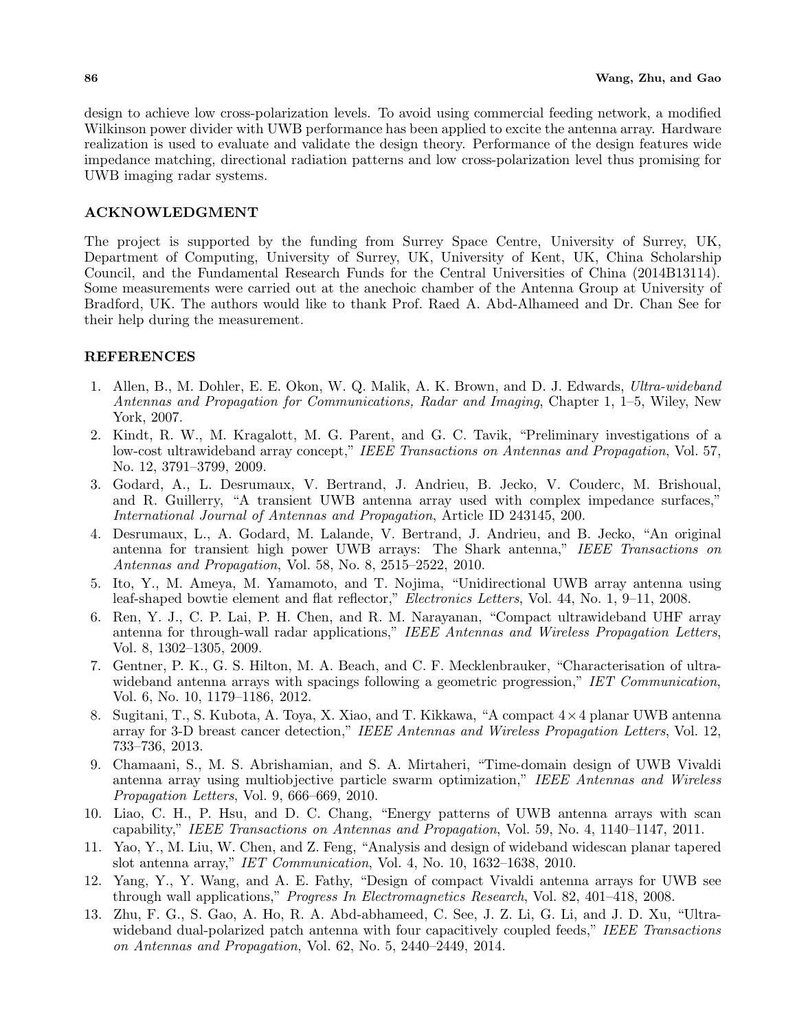design to achieve low cross-polarization levels. To avoid using commercial feeding network, a modified Wilkinson power divider with UWB performance has been applied to excite the antenna array. Hardware realization is used to evaluate and validate the design theory. Performance of the design features wide impedance matching, directional radiation patterns and low cross-polarization level thus promising for UWB imaging radar systems.

## ACKNOWLEDGMENT

The project is supported by the funding from Surrey Space Centre, University of Surrey, UK, Department of Computing, University of Surrey, UK, University of Kent, UK, China Scholarship Council, and the Fundamental Research Funds for the Central Universities of China (2014B13114). Some measurements were carried out at the anechoic chamber of the Antenna Group at University of Bradford, UK. The authors would like to thank Prof. Raed A. Abd-Alhameed and Dr. Chan See for their help during the measurement.

## REFERENCES

1. Allen, B., M. Dohler, E. E. Okon, W. Q. Malik, A. K. Brown, and D. J. Edwards, *Ultra-wideband Antennas and Propagation for Communications, Radar and Imaging*, Chapter 1, 1–5, Wiley, New York, 2007.
2. Kindt, R. W., M. Kragalott, M. G. Parent, and G. C. Tavik, "Preliminary investigations of a low-cost ultrawideband array concept," *IEEE Transactions on Antennas and Propagation*, Vol. 57, No. 12, 3791–3799, 2009.
3. Godard, A., L. Desrumaux, V. Bertrand, J. Andrieu, B. Jecko, V. Couderc, M. Brishoual, and R. Guillerry, "A transient UWB antenna array used with complex impedance surfaces," *International Journal of Antennas and Propagation*, Article ID 243145, 200.
4. Desrumaux, L., A. Godard, M. Lalande, V. Bertrand, J. Andrieu, and B. Jecko, "An original antenna for transient high power UWB arrays: The Shark antenna," *IEEE Transactions on Antennas and Propagation*, Vol. 58, No. 8, 2515–2522, 2010.
5. Ito, Y., M. Ameya, M. Yamamoto, and T. Nojima, "Unidirectional UWB array antenna using leaf-shaped bowtie element and flat reflector," *Electronics Letters*, Vol. 44, No. 1, 9–11, 2008.
6. Ren, Y. J., C. P. Lai, P. H. Chen, and R. M. Narayanan, "Compact ultrawideband UHF array antenna for through-wall radar applications," *IEEE Antennas and Wireless Propagation Letters*, Vol. 8, 1302–1305, 2009.
7. Gentner, P. K., G. S. Hilton, M. A. Beach, and C. F. Mecklenbrauker, "Characterisation of ultra-wideband antenna arrays with spacings following a geometric progression," *IET Communication*, Vol. 6, No. 10, 1179–1186, 2012.
8. Sugitani, T., S. Kubota, A. Toya, X. Xiao, and T. Kikkawa, "A compact $4 \times 4$ planar UWB antenna array for 3-D breast cancer detection," *IEEE Antennas and Wireless Propagation Letters*, Vol. 12, 733–736, 2013.
9. Chamaani, S., M. S. Abrishamian, and S. A. Mirtaheri, "Time-domain design of UWB Vivaldi antenna array using multiobjective particle swarm optimization," *IEEE Antennas and Wireless Propagation Letters*, Vol. 9, 666–669, 2010.
10. Liao, C. H., P. Hsu, and D. C. Chang, "Energy patterns of UWB antenna arrays with scan capability," *IEEE Transactions on Antennas and Propagation*, Vol. 59, No. 4, 1140–1147, 2011.
11. Yao, Y., M. Liu, W. Chen, and Z. Feng, "Analysis and design of wideband widescan planar tapered slot antenna array," *IET Communication*, Vol. 4, No. 10, 1632–1638, 2010.
12. Yang, Y., Y. Wang, and A. E. Fathy, "Design of compact Vivaldi antenna arrays for UWB see through wall applications," *Progress In Electromagnetics Research*, Vol. 82, 401–418, 2008.
13. Zhu, F. G., S. Gao, A. Ho, R. A. Abd-abhameed, C. See, J. Z. Li, G. Li, and J. D. Xu, "Ultra-wideband dual-polarized patch antenna with four capacitively coupled feeds," *IEEE Transactions on Antennas and Propagation*, Vol. 62, No. 5, 2440–2449, 2014.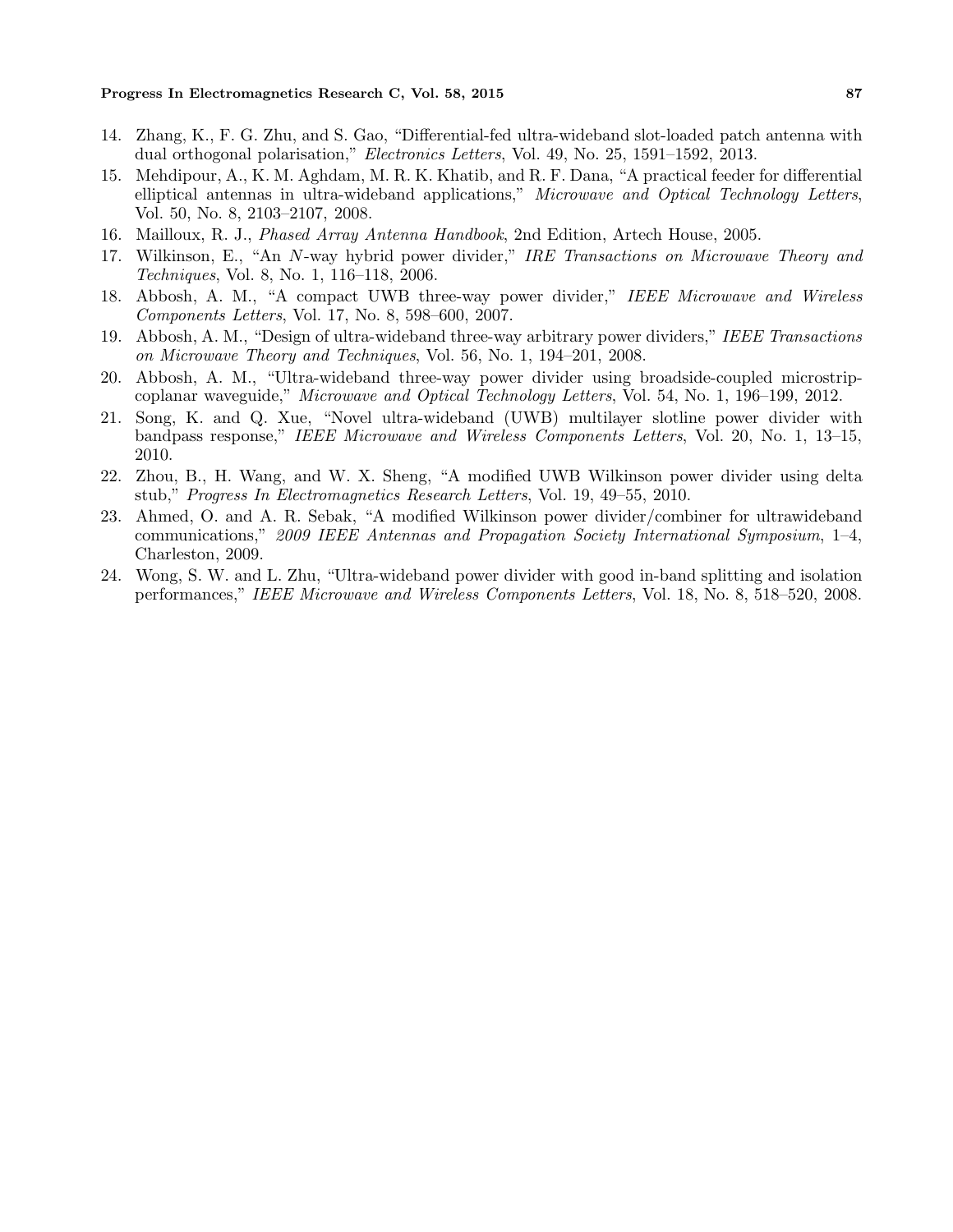14. Zhang, K., F. G. Zhu, and S. Gao, "Differential-fed ultra-wideband slot-loaded patch antenna with dual orthogonal polarisation," *Electronics Letters*, Vol. 49, No. 25, 1591–1592, 2013.
15. Mehdipour, A., K. M. Aghdam, M. R. K. Khatib, and R. F. Dana, "A practical feeder for differential elliptical antennas in ultra-wideband applications," *Microwave and Optical Technology Letters*, Vol. 50, No. 8, 2103–2107, 2008.
16. Mailloux, R. J., *Phased Array Antenna Handbook*, 2nd Edition, Artech House, 2005.
17. Wilkinson, E., "An *N*-way hybrid power divider," *IRE Transactions on Microwave Theory and Techniques*, Vol. 8, No. 1, 116–118, 2006.
18. Abbosh, A. M., "A compact UWB three-way power divider," *IEEE Microwave and Wireless Components Letters*, Vol. 17, No. 8, 598–600, 2007.
19. Abbosh, A. M., "Design of ultra-wideband three-way arbitrary power dividers," *IEEE Transactions on Microwave Theory and Techniques*, Vol. 56, No. 1, 194–201, 2008.
20. Abbosh, A. M., "Ultra-wideband three-way power divider using broadside-coupled microstrip-coplanar waveguide," *Microwave and Optical Technology Letters*, Vol. 54, No. 1, 196–199, 2012.
21. Song, K. and Q. Xue, "Novel ultra-wideband (UWB) multilayer slotline power divider with bandpass response," *IEEE Microwave and Wireless Components Letters*, Vol. 20, No. 1, 13–15, 2010.
22. Zhou, B., H. Wang, and W. X. Sheng, "A modified UWB Wilkinson power divider using delta stub," *Progress In Electromagnetics Research Letters*, Vol. 19, 49–55, 2010.
23. Ahmed, O. and A. R. Sebak, "A modified Wilkinson power divider/combiner for ultrawideband communications," *2009 IEEE Antennas and Propagation Society International Symposium*, 1–4, Charleston, 2009.
24. Wong, S. W. and L. Zhu, "Ultra-wideband power divider with good in-band splitting and isolation performances," *IEEE Microwave and Wireless Components Letters*, Vol. 18, No. 8, 518–520, 2008.